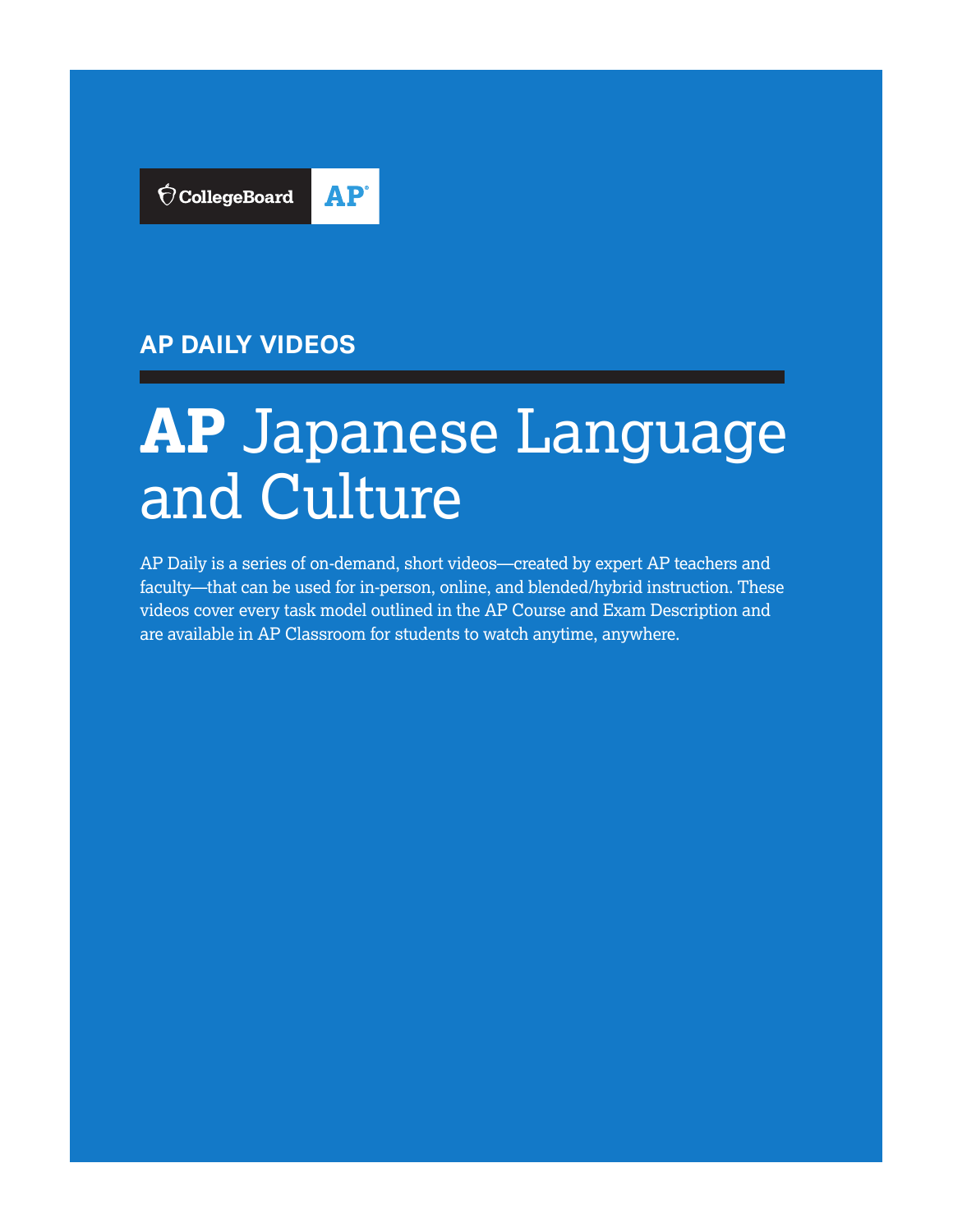CollegeBoard AP

## AP DAILY VIDEOS

# AP Japanese Language and Culture

AP Daily is a series of on-demand, short videos—created by expert AP teachers and faculty—that can be used for in-person, online, and blended/hybrid instruction. These videos cover every task model outlined in the AP Course and Exam Description and are available in AP Classroom for students to watch anytime, anywhere.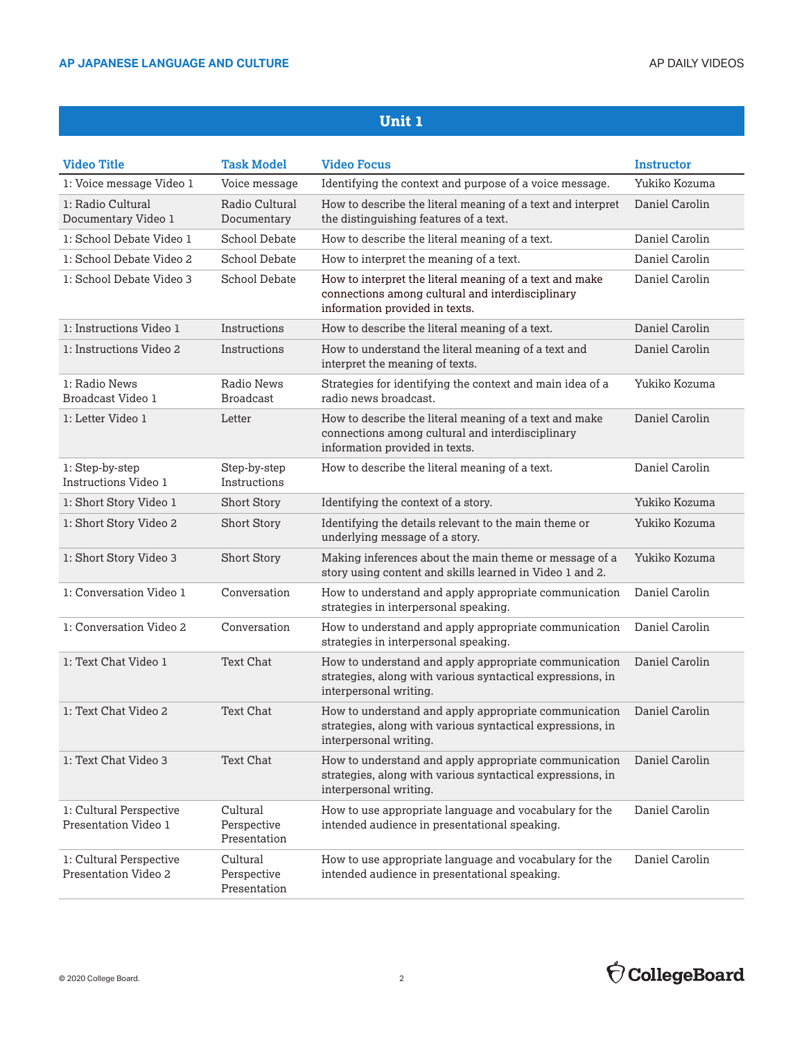## Unit 1

| Video Title | Task Model | Video Focus | Instructor |
|---|---|---|---|
| 1: Voice message Video 1 | Voice message | Identifying the context and purpose of a voice message. | Yukiko Kozuma |
| 1: Radio Cultural Documentary Video 1 | Radio Cultural Documentary | How to describe the literal meaning of a text and interpret the distinguishing features of a text. | Daniel Carolin |
| 1: School Debate Video 1 | School Debate | How to describe the literal meaning of a text. | Daniel Carolin |
| 1: School Debate Video 2 | School Debate | How to interpret the meaning of a text. | Daniel Carolin |
| 1: School Debate Video 3 | School Debate | How to interpret the literal meaning of a text and make connections among cultural and interdisciplinary information provided in texts. | Daniel Carolin |
| 1: Instructions Video 1 | Instructions | How to describe the literal meaning of a text. | Daniel Carolin |
| 1: Instructions Video 2 | Instructions | How to understand the literal meaning of a text and interpret the meaning of texts. | Daniel Carolin |
| 1: Radio News Broadcast Video 1 | Radio News Broadcast | Strategies for identifying the context and main idea of a radio news broadcast. | Yukiko Kozuma |
| 1: Letter Video 1 | Letter | How to describe the literal meaning of a text and make connections among cultural and interdisciplinary information provided in texts. | Daniel Carolin |
| 1: Step-by-step Instructions Video 1 | Step-by-step Instructions | How to describe the literal meaning of a text. | Daniel Carolin |
| 1: Short Story Video 1 | Short Story | Identifying the context of a story. | Yukiko Kozuma |
| 1: Short Story Video 2 | Short Story | Identifying the details relevant to the main theme or underlying message of a story. | Yukiko Kozuma |
| 1: Short Story Video 3 | Short Story | Making inferences about the main theme or message of a story using content and skills learned in Video 1 and 2. | Yukiko Kozuma |
| 1: Conversation Video 1 | Conversation | How to understand and apply appropriate communication strategies in interpersonal speaking. | Daniel Carolin |
| 1: Conversation Video 2 | Conversation | How to understand and apply appropriate communication strategies in interpersonal speaking. | Daniel Carolin |
| 1: Text Chat Video 1 | Text Chat | How to understand and apply appropriate communication strategies, along with various syntactical expressions, in interpersonal writing. | Daniel Carolin |
| 1: Text Chat Video 2 | Text Chat | How to understand and apply appropriate communication strategies, along with various syntactical expressions, in interpersonal writing. | Daniel Carolin |
| 1: Text Chat Video 3 | Text Chat | How to understand and apply appropriate communication strategies, along with various syntactical expressions, in interpersonal writing. | Daniel Carolin |
| 1: Cultural Perspective Presentation Video 1 | Cultural Perspective Presentation | How to use appropriate language and vocabulary for the intended audience in presentational speaking. | Daniel Carolin |
| 1: Cultural Perspective Presentation Video 2 | Cultural Perspective Presentation | How to use appropriate language and vocabulary for the intended audience in presentational speaking. | Daniel Carolin |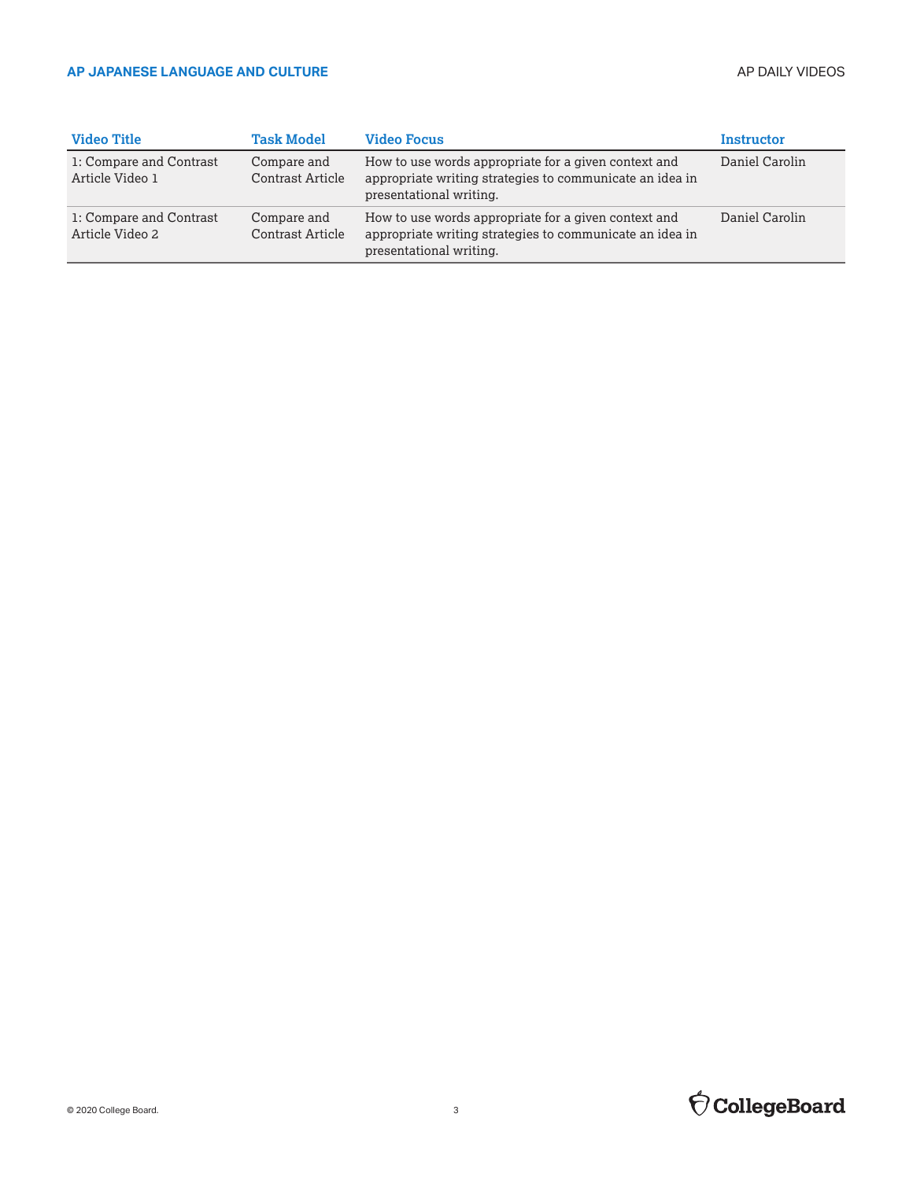| Video Title | Task Model | Video Focus | Instructor |
|---|---|---|---|
| 1: Compare and Contrast Article Video 1 | Compare and Contrast Article | How to use words appropriate for a given context and appropriate writing strategies to communicate an idea in presentational writing. | Daniel Carolin |
| 1: Compare and Contrast Article Video 2 | Compare and Contrast Article | How to use words appropriate for a given context and appropriate writing strategies to communicate an idea in presentational writing. | Daniel Carolin |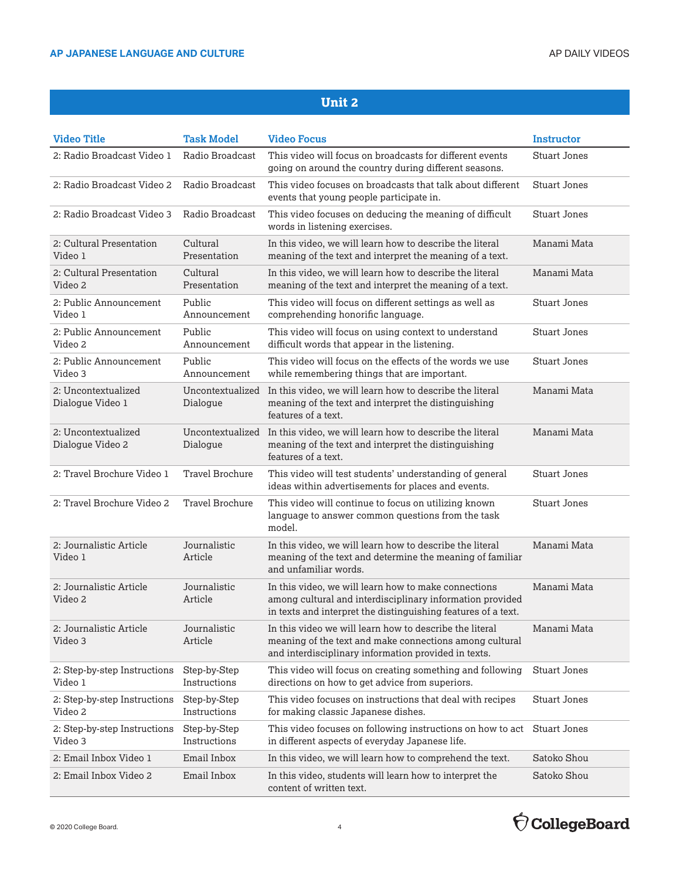## Unit 2

| Video Title | Task Model | Video Focus | Instructor |
|---|---|---|---|
| 2: Radio Broadcast Video 1 | Radio Broadcast | This video will focus on broadcasts for different events going on around the country during different seasons. | Stuart Jones |
| 2: Radio Broadcast Video 2 | Radio Broadcast | This video focuses on broadcasts that talk about different events that young people participate in. | Stuart Jones |
| 2: Radio Broadcast Video 3 | Radio Broadcast | This video focuses on deducing the meaning of difficult words in listening exercises. | Stuart Jones |
| 2: Cultural Presentation Video 1 | Cultural Presentation | In this video, we will learn how to describe the literal meaning of the text and interpret the meaning of a text. | Manami Mata |
| 2: Cultural Presentation Video 2 | Cultural Presentation | In this video, we will learn how to describe the literal meaning of the text and interpret the meaning of a text. | Manami Mata |
| 2: Public Announcement Video 1 | Public Announcement | This video will focus on different settings as well as comprehending honorific language. | Stuart Jones |
| 2: Public Announcement Video 2 | Public Announcement | This video will focus on using context to understand difficult words that appear in the listening. | Stuart Jones |
| 2: Public Announcement Video 3 | Public Announcement | This video will focus on the effects of the words we use while remembering things that are important. | Stuart Jones |
| 2: Uncontextualized Dialogue Video 1 | Uncontextualized Dialogue | In this video, we will learn how to describe the literal meaning of the text and interpret the distinguishing features of a text. | Manami Mata |
| 2: Uncontextualized Dialogue Video 2 | Uncontextualized Dialogue | In this video, we will learn how to describe the literal meaning of the text and interpret the distinguishing features of a text. | Manami Mata |
| 2: Travel Brochure Video 1 | Travel Brochure | This video will test students' understanding of general ideas within advertisements for places and events. | Stuart Jones |
| 2: Travel Brochure Video 2 | Travel Brochure | This video will continue to focus on utilizing known language to answer common questions from the task model. | Stuart Jones |
| 2: Journalistic Article Video 1 | Journalistic Article | In this video, we will learn how to describe the literal meaning of the text and determine the meaning of familiar and unfamiliar words. | Manami Mata |
| 2: Journalistic Article Video 2 | Journalistic Article | In this video, we will learn how to make connections among cultural and interdisciplinary information provided in texts and interpret the distinguishing features of a text. | Manami Mata |
| 2: Journalistic Article Video 3 | Journalistic Article | In this video we will learn how to describe the literal meaning of the text and make connections among cultural and interdisciplinary information provided in texts. | Manami Mata |
| 2: Step-by-step Instructions Video 1 | Step-by-Step Instructions | This video will focus on creating something and following directions on how to get advice from superiors. | Stuart Jones |
| 2: Step-by-step Instructions Video 2 | Step-by-Step Instructions | This video focuses on instructions that deal with recipes for making classic Japanese dishes. | Stuart Jones |
| 2: Step-by-step Instructions Video 3 | Step-by-Step Instructions | This video focuses on following instructions on how to act in different aspects of everyday Japanese life. | Stuart Jones |
| 2: Email Inbox Video 1 | Email Inbox | In this video, we will learn how to comprehend the text. | Satoko Shou |
| 2: Email Inbox Video 2 | Email Inbox | In this video, students will learn how to interpret the content of written text. | Satoko Shou |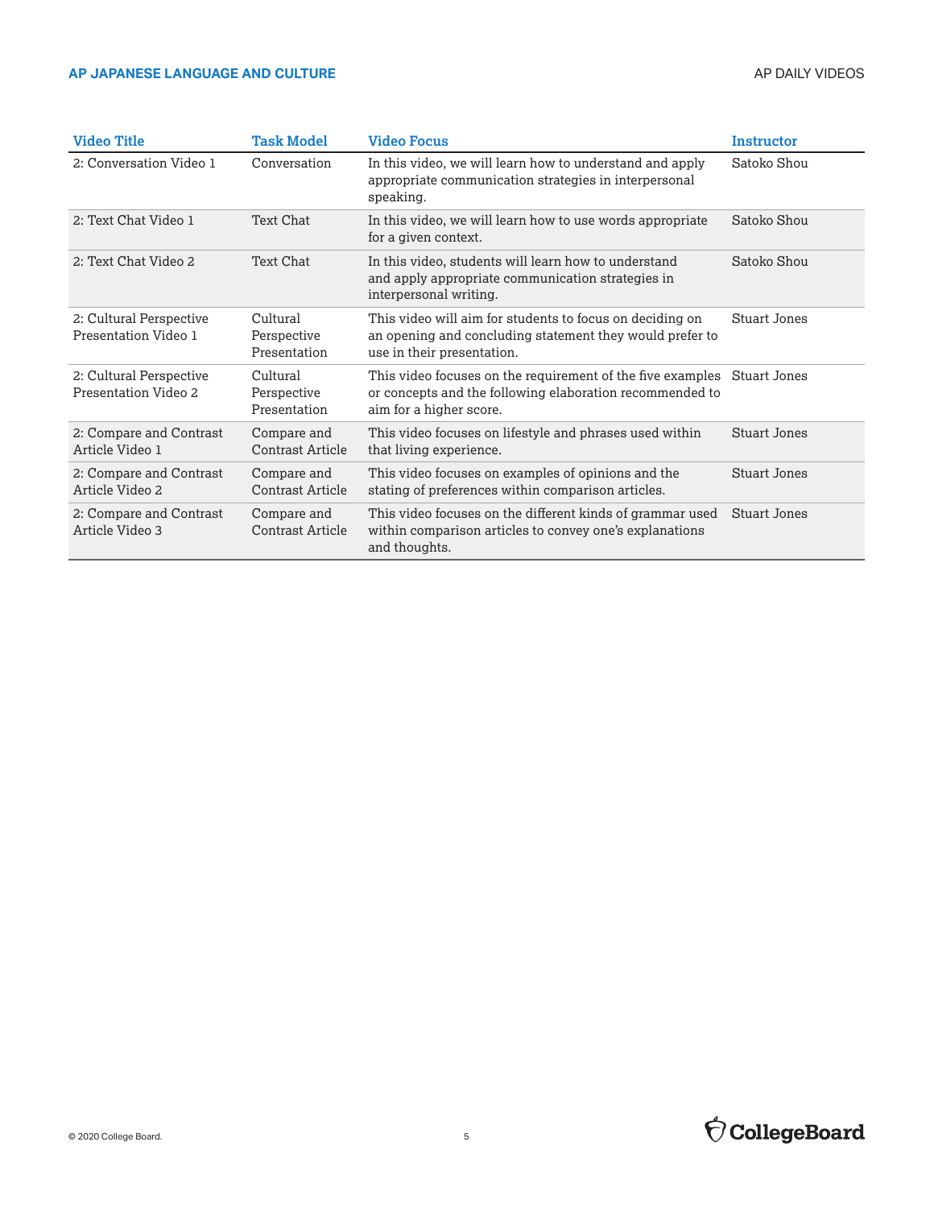| Video Title | Task Model | Video Focus | Instructor |
|---|---|---|---|
| 2: Conversation Video 1 | Conversation | In this video, we will learn how to understand and apply appropriate communication strategies in interpersonal speaking. | Satoko Shou |
| 2: Text Chat Video 1 | Text Chat | In this video, we will learn how to use words appropriate for a given context. | Satoko Shou |
| 2: Text Chat Video 2 | Text Chat | In this video, students will learn how to understand and apply appropriate communication strategies in interpersonal writing. | Satoko Shou |
| 2: Cultural Perspective Presentation Video 1 | Cultural Perspective Presentation | This video will aim for students to focus on deciding on an opening and concluding statement they would prefer to use in their presentation. | Stuart Jones |
| 2: Cultural Perspective Presentation Video 2 | Cultural Perspective Presentation | This video focuses on the requirement of the five examples or concepts and the following elaboration recommended to aim for a higher score. | Stuart Jones |
| 2: Compare and Contrast Article Video 1 | Compare and Contrast Article | This video focuses on lifestyle and phrases used within that living experience. | Stuart Jones |
| 2: Compare and Contrast Article Video 2 | Compare and Contrast Article | This video focuses on examples of opinions and the stating of preferences within comparison articles. | Stuart Jones |
| 2: Compare and Contrast Article Video 3 | Compare and Contrast Article | This video focuses on the different kinds of grammar used within comparison articles to convey one's explanations and thoughts. | Stuart Jones |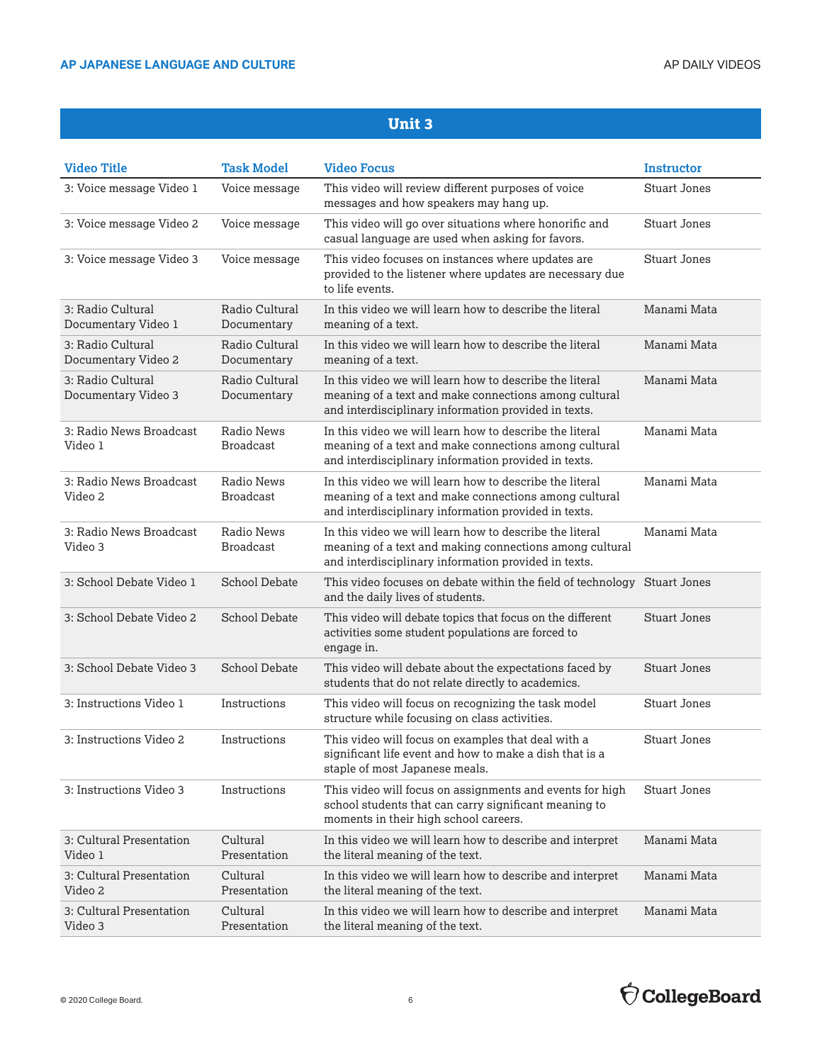## Unit 3

| Video Title | Task Model | Video Focus | Instructor |
|---|---|---|---|
| 3: Voice message Video 1 | Voice message | This video will review different purposes of voice messages and how speakers may hang up. | Stuart Jones |
| 3: Voice message Video 2 | Voice message | This video will go over situations where honorific and casual language are used when asking for favors. | Stuart Jones |
| 3: Voice message Video 3 | Voice message | This video focuses on instances where updates are provided to the listener where updates are necessary due to life events. | Stuart Jones |
| 3: Radio Cultural Documentary Video 1 | Radio Cultural Documentary | In this video we will learn how to describe the literal meaning of a text. | Manami Mata |
| 3: Radio Cultural Documentary Video 2 | Radio Cultural Documentary | In this video we will learn how to describe the literal meaning of a text. | Manami Mata |
| 3: Radio Cultural Documentary Video 3 | Radio Cultural Documentary | In this video we will learn how to describe the literal meaning of a text and make connections among cultural and interdisciplinary information provided in texts. | Manami Mata |
| 3: Radio News Broadcast Video 1 | Radio News Broadcast | In this video we will learn how to describe the literal meaning of a text and make connections among cultural and interdisciplinary information provided in texts. | Manami Mata |
| 3: Radio News Broadcast Video 2 | Radio News Broadcast | In this video we will learn how to describe the literal meaning of a text and make connections among cultural and interdisciplinary information provided in texts. | Manami Mata |
| 3: Radio News Broadcast Video 3 | Radio News Broadcast | In this video we will learn how to describe the literal meaning of a text and making connections among cultural and interdisciplinary information provided in texts. | Manami Mata |
| 3: School Debate Video 1 | School Debate | This video focuses on debate within the field of technology and the daily lives of students. | Stuart Jones |
| 3: School Debate Video 2 | School Debate | This video will debate topics that focus on the different activities some student populations are forced to engage in. | Stuart Jones |
| 3: School Debate Video 3 | School Debate | This video will debate about the expectations faced by students that do not relate directly to academics. | Stuart Jones |
| 3: Instructions Video 1 | Instructions | This video will focus on recognizing the task model structure while focusing on class activities. | Stuart Jones |
| 3: Instructions Video 2 | Instructions | This video will focus on examples that deal with a significant life event and how to make a dish that is a staple of most Japanese meals. | Stuart Jones |
| 3: Instructions Video 3 | Instructions | This video will focus on assignments and events for high school students that can carry significant meaning to moments in their high school careers. | Stuart Jones |
| 3: Cultural Presentation Video 1 | Cultural Presentation | In this video we will learn how to describe and interpret the literal meaning of the text. | Manami Mata |
| 3: Cultural Presentation Video 2 | Cultural Presentation | In this video we will learn how to describe and interpret the literal meaning of the text. | Manami Mata |
| 3: Cultural Presentation Video 3 | Cultural Presentation | In this video we will learn how to describe and interpret the literal meaning of the text. | Manami Mata |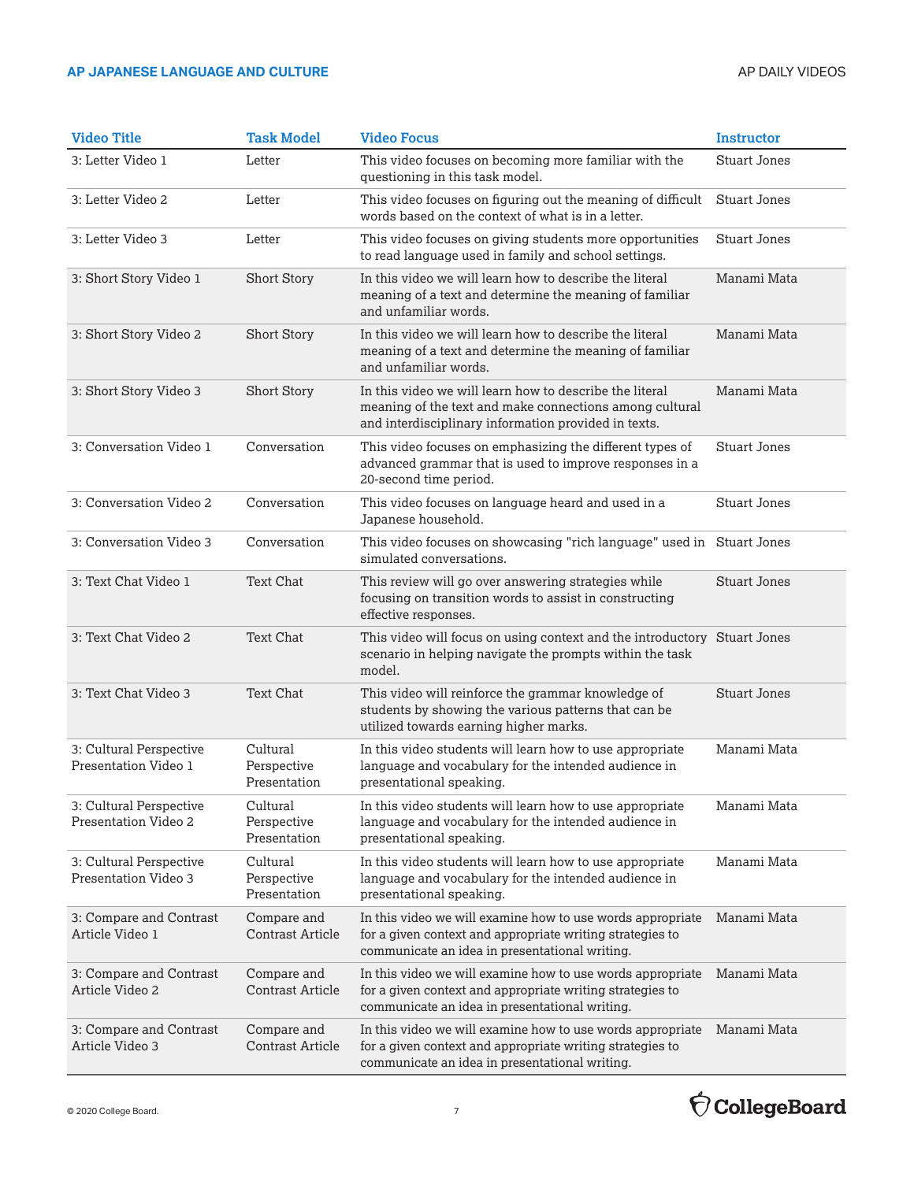| Video Title | Task Model | Video Focus | Instructor |
|---|---|---|---|
| 3: Letter Video 1 | Letter | This video focuses on becoming more familiar with the questioning in this task model. | Stuart Jones |
| 3: Letter Video 2 | Letter | This video focuses on figuring out the meaning of difficult words based on the context of what is in a letter. | Stuart Jones |
| 3: Letter Video 3 | Letter | This video focuses on giving students more opportunities to read language used in family and school settings. | Stuart Jones |
| 3: Short Story Video 1 | Short Story | In this video we will learn how to describe the literal meaning of a text and determine the meaning of familiar and unfamiliar words. | Manami Mata |
| 3: Short Story Video 2 | Short Story | In this video we will learn how to describe the literal meaning of a text and determine the meaning of familiar and unfamiliar words. | Manami Mata |
| 3: Short Story Video 3 | Short Story | In this video we will learn how to describe the literal meaning of the text and make connections among cultural and interdisciplinary information provided in texts. | Manami Mata |
| 3: Conversation Video 1 | Conversation | This video focuses on emphasizing the different types of advanced grammar that is used to improve responses in a 20-second time period. | Stuart Jones |
| 3: Conversation Video 2 | Conversation | This video focuses on language heard and used in a Japanese household. | Stuart Jones |
| 3: Conversation Video 3 | Conversation | This video focuses on showcasing "rich language" used in simulated conversations. | Stuart Jones |
| 3: Text Chat Video 1 | Text Chat | This review will go over answering strategies while focusing on transition words to assist in constructing effective responses. | Stuart Jones |
| 3: Text Chat Video 2 | Text Chat | This video will focus on using context and the introductory scenario in helping navigate the prompts within the task model. | Stuart Jones |
| 3: Text Chat Video 3 | Text Chat | This video will reinforce the grammar knowledge of students by showing the various patterns that can be utilized towards earning higher marks. | Stuart Jones |
| 3: Cultural Perspective Presentation Video 1 | Cultural Perspective Presentation | In this video students will learn how to use appropriate language and vocabulary for the intended audience in presentational speaking. | Manami Mata |
| 3: Cultural Perspective Presentation Video 2 | Cultural Perspective Presentation | In this video students will learn how to use appropriate language and vocabulary for the intended audience in presentational speaking. | Manami Mata |
| 3: Cultural Perspective Presentation Video 3 | Cultural Perspective Presentation | In this video students will learn how to use appropriate language and vocabulary for the intended audience in presentational speaking. | Manami Mata |
| 3: Compare and Contrast Article Video 1 | Compare and Contrast Article | In this video we will examine how to use words appropriate for a given context and appropriate writing strategies to communicate an idea in presentational writing. | Manami Mata |
| 3: Compare and Contrast Article Video 2 | Compare and Contrast Article | In this video we will examine how to use words appropriate for a given context and appropriate writing strategies to communicate an idea in presentational writing. | Manami Mata |
| 3: Compare and Contrast Article Video 3 | Compare and Contrast Article | In this video we will examine how to use words appropriate for a given context and appropriate writing strategies to communicate an idea in presentational writing. | Manami Mata |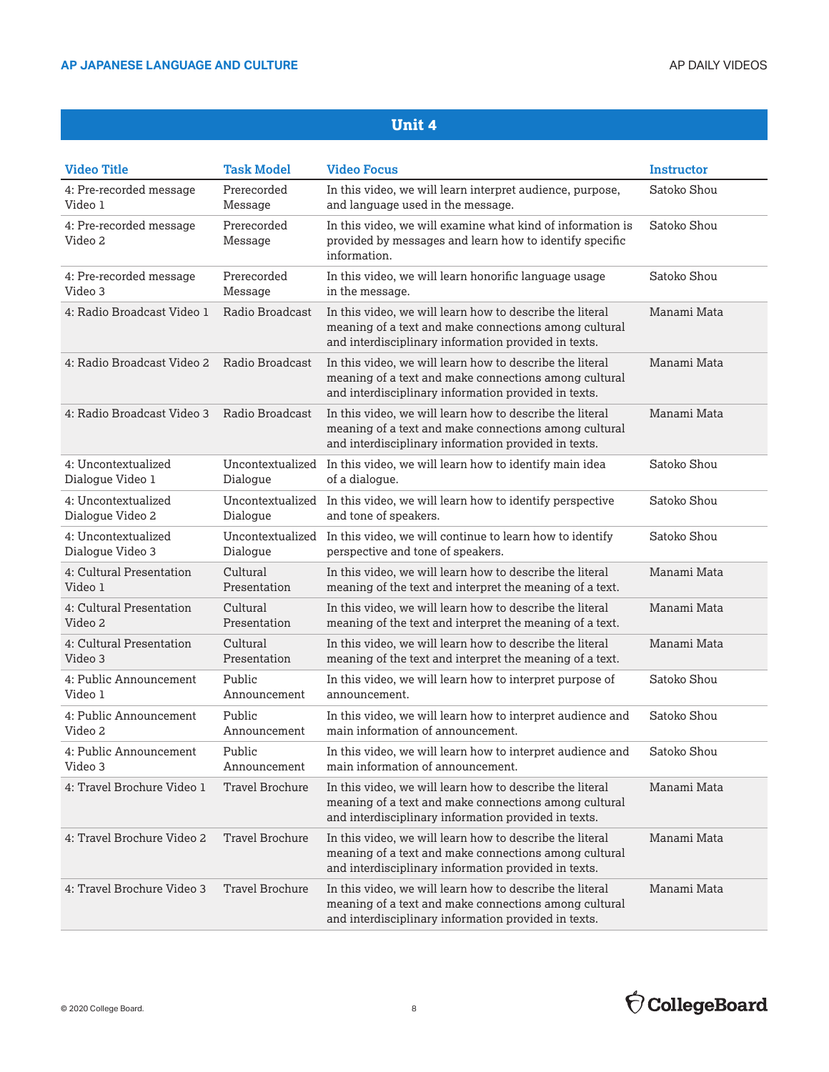## Unit 4

| Video Title | Task Model | Video Focus | Instructor |
|---|---|---|---|
| 4: Pre-recorded message Video 1 | Prerecorded Message | In this video, we will learn interpret audience, purpose, and language used in the message. | Satoko Shou |
| 4: Pre-recorded message Video 2 | Prerecorded Message | In this video, we will examine what kind of information is provided by messages and learn how to identify specific information. | Satoko Shou |
| 4: Pre-recorded message Video 3 | Prerecorded Message | In this video, we will learn honorific language usage in the message. | Satoko Shou |
| 4: Radio Broadcast Video 1 | Radio Broadcast | In this video, we will learn how to describe the literal meaning of a text and make connections among cultural and interdisciplinary information provided in texts. | Manami Mata |
| 4: Radio Broadcast Video 2 | Radio Broadcast | In this video, we will learn how to describe the literal meaning of a text and make connections among cultural and interdisciplinary information provided in texts. | Manami Mata |
| 4: Radio Broadcast Video 3 | Radio Broadcast | In this video, we will learn how to describe the literal meaning of a text and make connections among cultural and interdisciplinary information provided in texts. | Manami Mata |
| 4: Uncontextualized Dialogue Video 1 | Uncontextualized Dialogue | In this video, we will learn how to identify main idea of a dialogue. | Satoko Shou |
| 4: Uncontextualized Dialogue Video 2 | Uncontextualized Dialogue | In this video, we will learn how to identify perspective and tone of speakers. | Satoko Shou |
| 4: Uncontextualized Dialogue Video 3 | Uncontextualized Dialogue | In this video, we will continue to learn how to identify perspective and tone of speakers. | Satoko Shou |
| 4: Cultural Presentation Video 1 | Cultural Presentation | In this video, we will learn how to describe the literal meaning of the text and interpret the meaning of a text. | Manami Mata |
| 4: Cultural Presentation Video 2 | Cultural Presentation | In this video, we will learn how to describe the literal meaning of the text and interpret the meaning of a text. | Manami Mata |
| 4: Cultural Presentation Video 3 | Cultural Presentation | In this video, we will learn how to describe the literal meaning of the text and interpret the meaning of a text. | Manami Mata |
| 4: Public Announcement Video 1 | Public Announcement | In this video, we will learn how to interpret purpose of announcement. | Satoko Shou |
| 4: Public Announcement Video 2 | Public Announcement | In this video, we will learn how to interpret audience and main information of announcement. | Satoko Shou |
| 4: Public Announcement Video 3 | Public Announcement | In this video, we will learn how to interpret audience and main information of announcement. | Satoko Shou |
| 4: Travel Brochure Video 1 | Travel Brochure | In this video, we will learn how to describe the literal meaning of a text and make connections among cultural and interdisciplinary information provided in texts. | Manami Mata |
| 4: Travel Brochure Video 2 | Travel Brochure | In this video, we will learn how to describe the literal meaning of a text and make connections among cultural and interdisciplinary information provided in texts. | Manami Mata |
| 4: Travel Brochure Video 3 | Travel Brochure | In this video, we will learn how to describe the literal meaning of a text and make connections among cultural and interdisciplinary information provided in texts. | Manami Mata |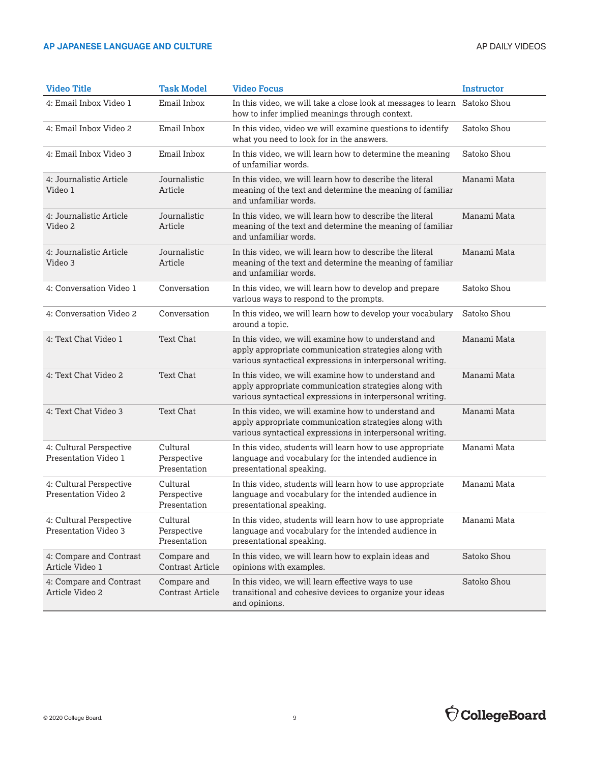| Video Title | Task Model | Video Focus | Instructor |
|---|---|---|---|
| 4: Email Inbox Video 1 | Email Inbox | In this video, we will take a close look at messages to learn how to infer implied meanings through context. | Satoko Shou |
| 4: Email Inbox Video 2 | Email Inbox | In this video, video we will examine questions to identify what you need to look for in the answers. | Satoko Shou |
| 4: Email Inbox Video 3 | Email Inbox | In this video, we will learn how to determine the meaning of unfamiliar words. | Satoko Shou |
| 4: Journalistic Article Video 1 | Journalistic Article | In this video, we will learn how to describe the literal meaning of the text and determine the meaning of familiar and unfamiliar words. | Manami Mata |
| 4: Journalistic Article Video 2 | Journalistic Article | In this video, we will learn how to describe the literal meaning of the text and determine the meaning of familiar and unfamiliar words. | Manami Mata |
| 4: Journalistic Article Video 3 | Journalistic Article | In this video, we will learn how to describe the literal meaning of the text and determine the meaning of familiar and unfamiliar words. | Manami Mata |
| 4: Conversation Video 1 | Conversation | In this video, we will learn how to develop and prepare various ways to respond to the prompts. | Satoko Shou |
| 4: Conversation Video 2 | Conversation | In this video, we will learn how to develop your vocabulary around a topic. | Satoko Shou |
| 4: Text Chat Video 1 | Text Chat | In this video, we will examine how to understand and apply appropriate communication strategies along with various syntactical expressions in interpersonal writing. | Manami Mata |
| 4: Text Chat Video 2 | Text Chat | In this video, we will examine how to understand and apply appropriate communication strategies along with various syntactical expressions in interpersonal writing. | Manami Mata |
| 4: Text Chat Video 3 | Text Chat | In this video, we will examine how to understand and apply appropriate communication strategies along with various syntactical expressions in interpersonal writing. | Manami Mata |
| 4: Cultural Perspective Presentation Video 1 | Cultural Perspective Presentation | In this video, students will learn how to use appropriate language and vocabulary for the intended audience in presentational speaking. | Manami Mata |
| 4: Cultural Perspective Presentation Video 2 | Cultural Perspective Presentation | In this video, students will learn how to use appropriate language and vocabulary for the intended audience in presentational speaking. | Manami Mata |
| 4: Cultural Perspective Presentation Video 3 | Cultural Perspective Presentation | In this video, students will learn how to use appropriate language and vocabulary for the intended audience in presentational speaking. | Manami Mata |
| 4: Compare and Contrast Article Video 1 | Compare and Contrast Article | In this video, we will learn how to explain ideas and opinions with examples. | Satoko Shou |
| 4: Compare and Contrast Article Video 2 | Compare and Contrast Article | In this video, we will learn effective ways to use transitional and cohesive devices to organize your ideas and opinions. | Satoko Shou |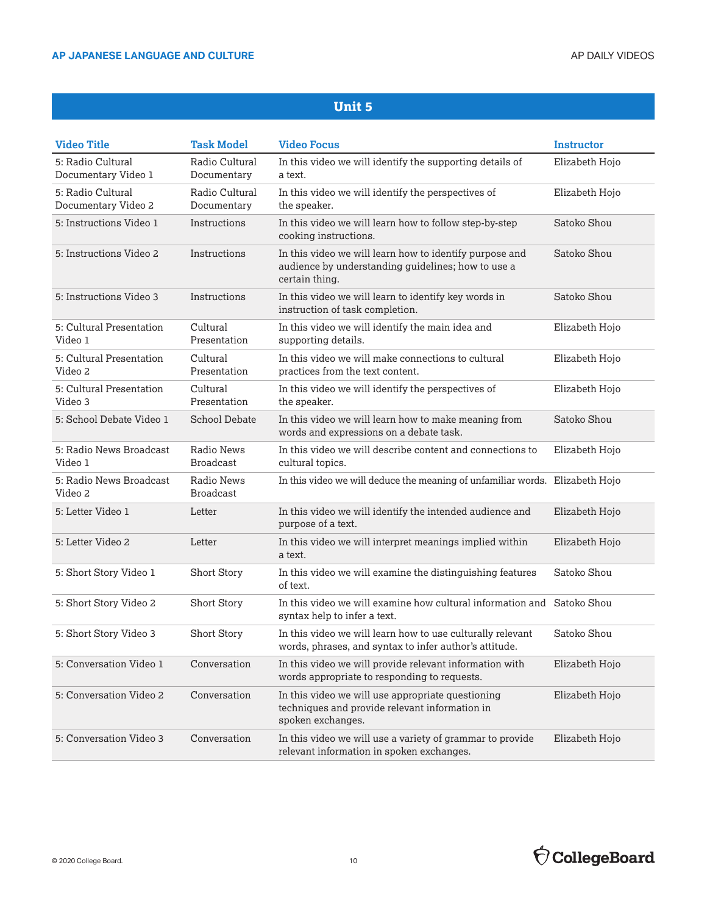## Unit 5

| Video Title | Task Model | Video Focus | Instructor |
|---|---|---|---|
| 5: Radio Cultural Documentary Video 1 | Radio Cultural Documentary | In this video we will identify the supporting details of a text. | Elizabeth Hojo |
| 5: Radio Cultural Documentary Video 2 | Radio Cultural Documentary | In this video we will identify the perspectives of the speaker. | Elizabeth Hojo |
| 5: Instructions Video 1 | Instructions | In this video we will learn how to follow step-by-step cooking instructions. | Satoko Shou |
| 5: Instructions Video 2 | Instructions | In this video we will learn how to identify purpose and audience by understanding guidelines; how to use a certain thing. | Satoko Shou |
| 5: Instructions Video 3 | Instructions | In this video we will learn to identify key words in instruction of task completion. | Satoko Shou |
| 5: Cultural Presentation Video 1 | Cultural Presentation | In this video we will identify the main idea and supporting details. | Elizabeth Hojo |
| 5: Cultural Presentation Video 2 | Cultural Presentation | In this video we will make connections to cultural practices from the text content. | Elizabeth Hojo |
| 5: Cultural Presentation Video 3 | Cultural Presentation | In this video we will identify the perspectives of the speaker. | Elizabeth Hojo |
| 5: School Debate Video 1 | School Debate | In this video we will learn how to make meaning from words and expressions on a debate task. | Satoko Shou |
| 5: Radio News Broadcast Video 1 | Radio News Broadcast | In this video we will describe content and connections to cultural topics. | Elizabeth Hojo |
| 5: Radio News Broadcast Video 2 | Radio News Broadcast | In this video we will deduce the meaning of unfamiliar words. | Elizabeth Hojo |
| 5: Letter Video 1 | Letter | In this video we will identify the intended audience and purpose of a text. | Elizabeth Hojo |
| 5: Letter Video 2 | Letter | In this video we will interpret meanings implied within a text. | Elizabeth Hojo |
| 5: Short Story Video 1 | Short Story | In this video we will examine the distinguishing features of text. | Satoko Shou |
| 5: Short Story Video 2 | Short Story | In this video we will examine how cultural information and syntax help to infer a text. | Satoko Shou |
| 5: Short Story Video 3 | Short Story | In this video we will learn how to use culturally relevant words, phrases, and syntax to infer author's attitude. | Satoko Shou |
| 5: Conversation Video 1 | Conversation | In this video we will provide relevant information with words appropriate to responding to requests. | Elizabeth Hojo |
| 5: Conversation Video 2 | Conversation | In this video we will use appropriate questioning techniques and provide relevant information in spoken exchanges. | Elizabeth Hojo |
| 5: Conversation Video 3 | Conversation | In this video we will use a variety of grammar to provide relevant information in spoken exchanges. | Elizabeth Hojo |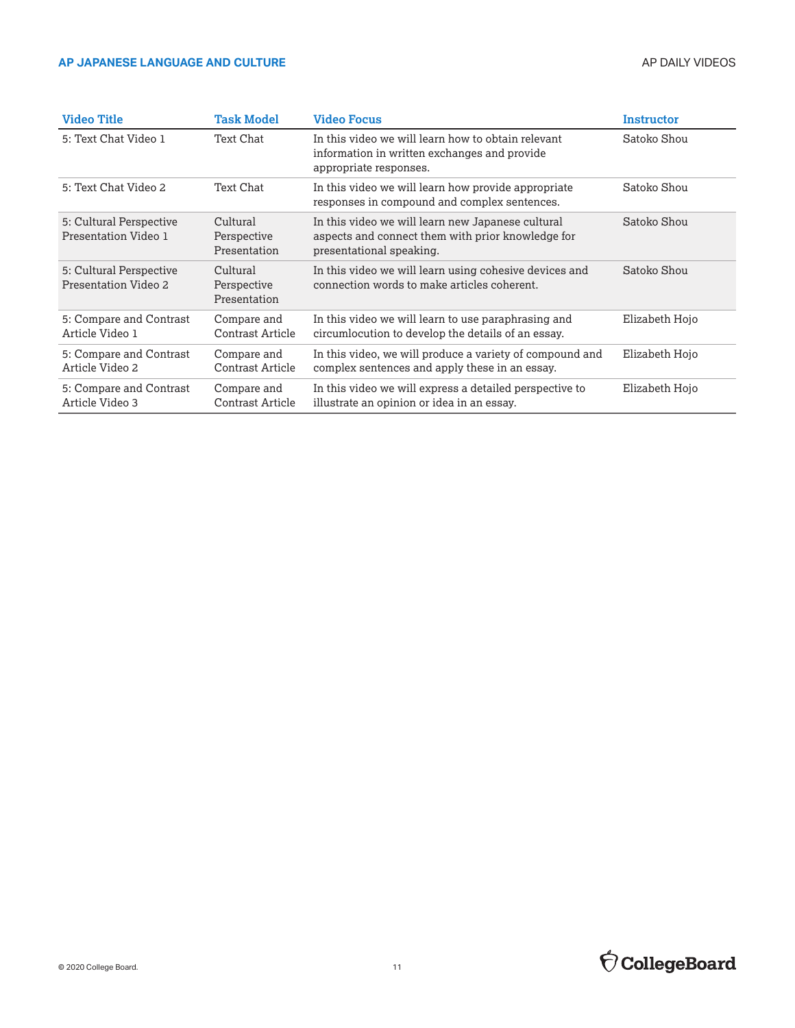| Video Title | Task Model | Video Focus | Instructor |
|---|---|---|---|
| 5: Text Chat Video 1 | Text Chat | In this video we will learn how to obtain relevant information in written exchanges and provide appropriate responses. | Satoko Shou |
| 5: Text Chat Video 2 | Text Chat | In this video we will learn how provide appropriate responses in compound and complex sentences. | Satoko Shou |
| 5: Cultural Perspective Presentation Video 1 | Cultural Perspective Presentation | In this video we will learn new Japanese cultural aspects and connect them with prior knowledge for presentational speaking. | Satoko Shou |
| 5: Cultural Perspective Presentation Video 2 | Cultural Perspective Presentation | In this video we will learn using cohesive devices and connection words to make articles coherent. | Satoko Shou |
| 5: Compare and Contrast Article Video 1 | Compare and Contrast Article | In this video we will learn to use paraphrasing and circumlocution to develop the details of an essay. | Elizabeth Hojo |
| 5: Compare and Contrast Article Video 2 | Compare and Contrast Article | In this video, we will produce a variety of compound and complex sentences and apply these in an essay. | Elizabeth Hojo |
| 5: Compare and Contrast Article Video 3 | Compare and Contrast Article | In this video we will express a detailed perspective to illustrate an opinion or idea in an essay. | Elizabeth Hojo |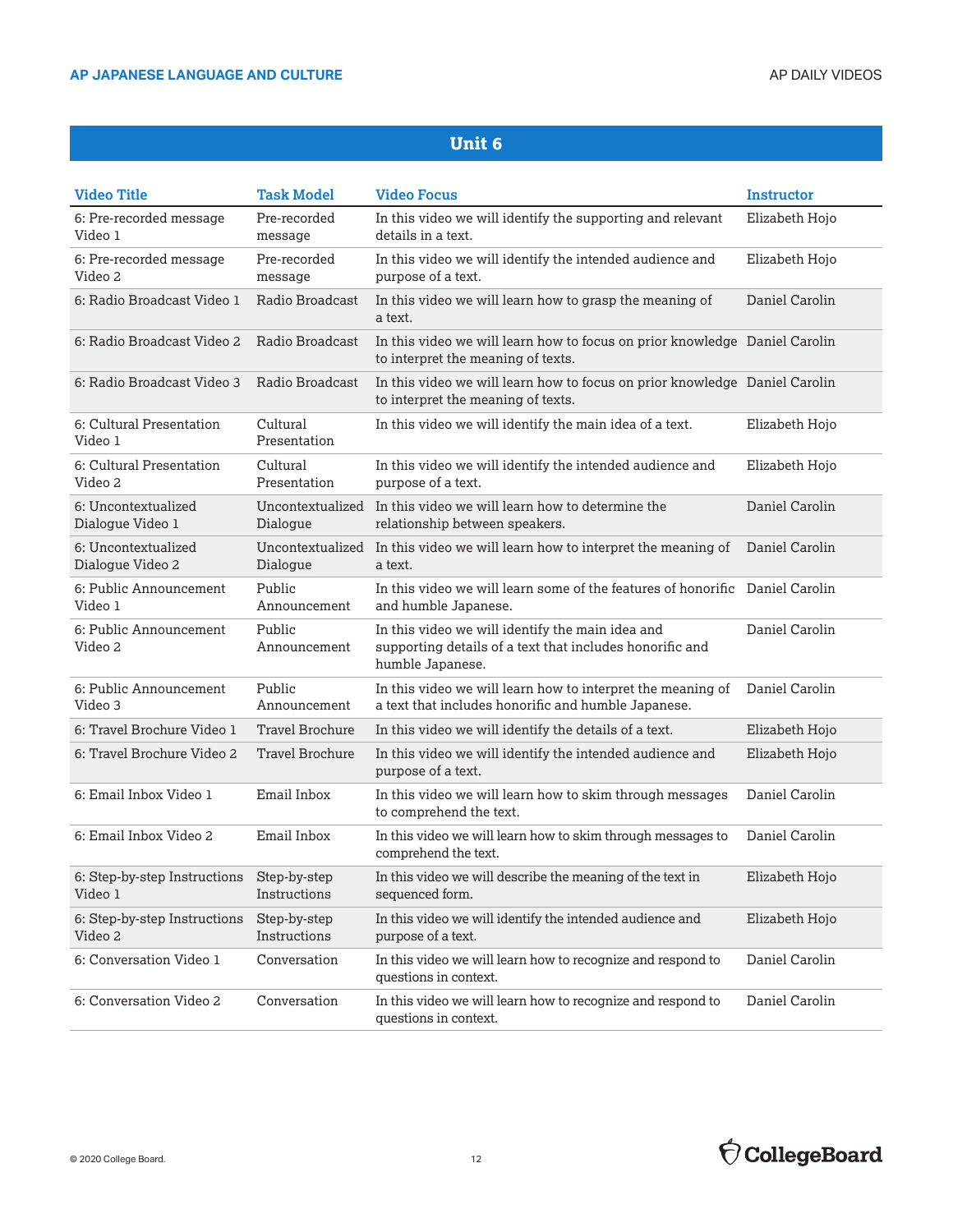## Unit 6

| Video Title | Task Model | Video Focus | Instructor |
|---|---|---|---|
| 6: Pre-recorded message Video 1 | Pre-recorded message | In this video we will identify the supporting and relevant details in a text. | Elizabeth Hojo |
| 6: Pre-recorded message Video 2 | Pre-recorded message | In this video we will identify the intended audience and purpose of a text. | Elizabeth Hojo |
| 6: Radio Broadcast Video 1 | Radio Broadcast | In this video we will learn how to grasp the meaning of a text. | Daniel Carolin |
| 6: Radio Broadcast Video 2 | Radio Broadcast | In this video we will learn how to focus on prior knowledge to interpret the meaning of texts. | Daniel Carolin |
| 6: Radio Broadcast Video 3 | Radio Broadcast | In this video we will learn how to focus on prior knowledge to interpret the meaning of texts. | Daniel Carolin |
| 6: Cultural Presentation Video 1 | Cultural Presentation | In this video we will identify the main idea of a text. | Elizabeth Hojo |
| 6: Cultural Presentation Video 2 | Cultural Presentation | In this video we will identify the intended audience and purpose of a text. | Elizabeth Hojo |
| 6: Uncontextualized Dialogue Video 1 | Uncontextualized Dialogue | In this video we will learn how to determine the relationship between speakers. | Daniel Carolin |
| 6: Uncontextualized Dialogue Video 2 | Uncontextualized Dialogue | In this video we will learn how to interpret the meaning of a text. | Daniel Carolin |
| 6: Public Announcement Video 1 | Public Announcement | In this video we will learn some of the features of honorific and humble Japanese. | Daniel Carolin |
| 6: Public Announcement Video 2 | Public Announcement | In this video we will identify the main idea and supporting details of a text that includes honorific and humble Japanese. | Daniel Carolin |
| 6: Public Announcement Video 3 | Public Announcement | In this video we will learn how to interpret the meaning of a text that includes honorific and humble Japanese. | Daniel Carolin |
| 6: Travel Brochure Video 1 | Travel Brochure | In this video we will identify the details of a text. | Elizabeth Hojo |
| 6: Travel Brochure Video 2 | Travel Brochure | In this video we will identify the intended audience and purpose of a text. | Elizabeth Hojo |
| 6: Email Inbox Video 1 | Email Inbox | In this video we will learn how to skim through messages to comprehend the text. | Daniel Carolin |
| 6: Email Inbox Video 2 | Email Inbox | In this video we will learn how to skim through messages to comprehend the text. | Daniel Carolin |
| 6: Step-by-step Instructions Video 1 | Step-by-step Instructions | In this video we will describe the meaning of the text in sequenced form. | Elizabeth Hojo |
| 6: Step-by-step Instructions Video 2 | Step-by-step Instructions | In this video we will identify the intended audience and purpose of a text. | Elizabeth Hojo |
| 6: Conversation Video 1 | Conversation | In this video we will learn how to recognize and respond to questions in context. | Daniel Carolin |
| 6: Conversation Video 2 | Conversation | In this video we will learn how to recognize and respond to questions in context. | Daniel Carolin |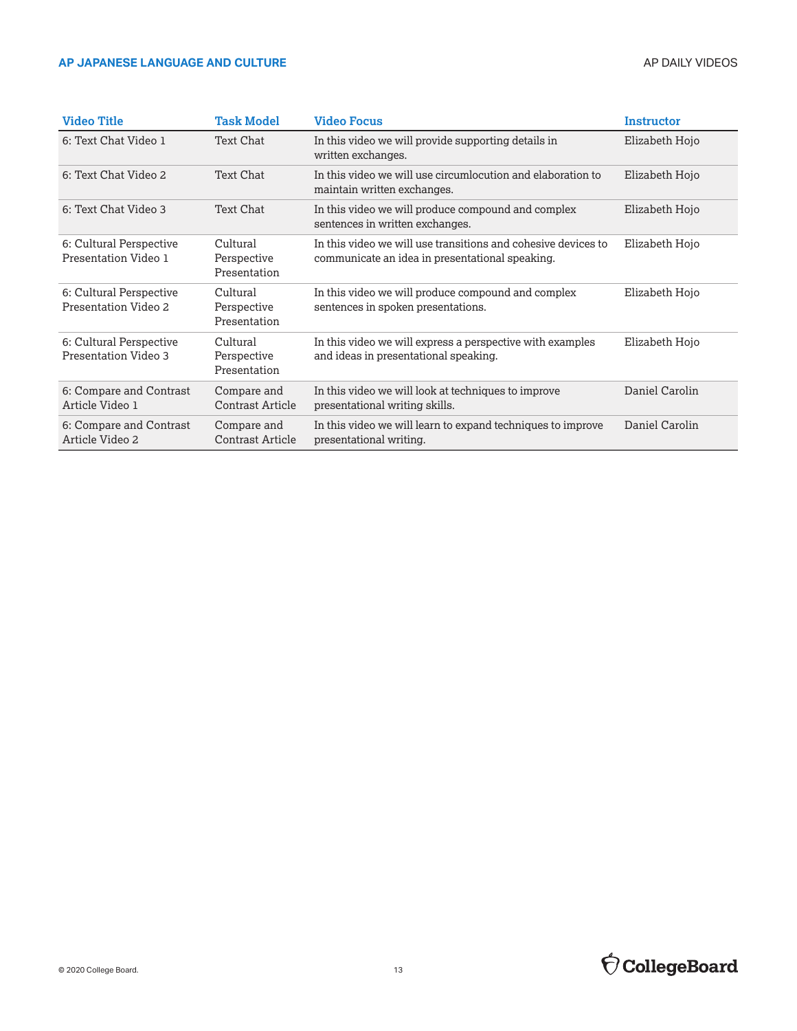| Video Title | Task Model | Video Focus | Instructor |
|---|---|---|---|
| 6: Text Chat Video 1 | Text Chat | In this video we will provide supporting details in written exchanges. | Elizabeth Hojo |
| 6: Text Chat Video 2 | Text Chat | In this video we will use circumlocution and elaboration to maintain written exchanges. | Elizabeth Hojo |
| 6: Text Chat Video 3 | Text Chat | In this video we will produce compound and complex sentences in written exchanges. | Elizabeth Hojo |
| 6: Cultural Perspective Presentation Video 1 | Cultural Perspective Presentation | In this video we will use transitions and cohesive devices to communicate an idea in presentational speaking. | Elizabeth Hojo |
| 6: Cultural Perspective Presentation Video 2 | Cultural Perspective Presentation | In this video we will produce compound and complex sentences in spoken presentations. | Elizabeth Hojo |
| 6: Cultural Perspective Presentation Video 3 | Cultural Perspective Presentation | In this video we will express a perspective with examples and ideas in presentational speaking. | Elizabeth Hojo |
| 6: Compare and Contrast Article Video 1 | Compare and Contrast Article | In this video we will look at techniques to improve presentational writing skills. | Daniel Carolin |
| 6: Compare and Contrast Article Video 2 | Compare and Contrast Article | In this video we will learn to expand techniques to improve presentational writing. | Daniel Carolin |